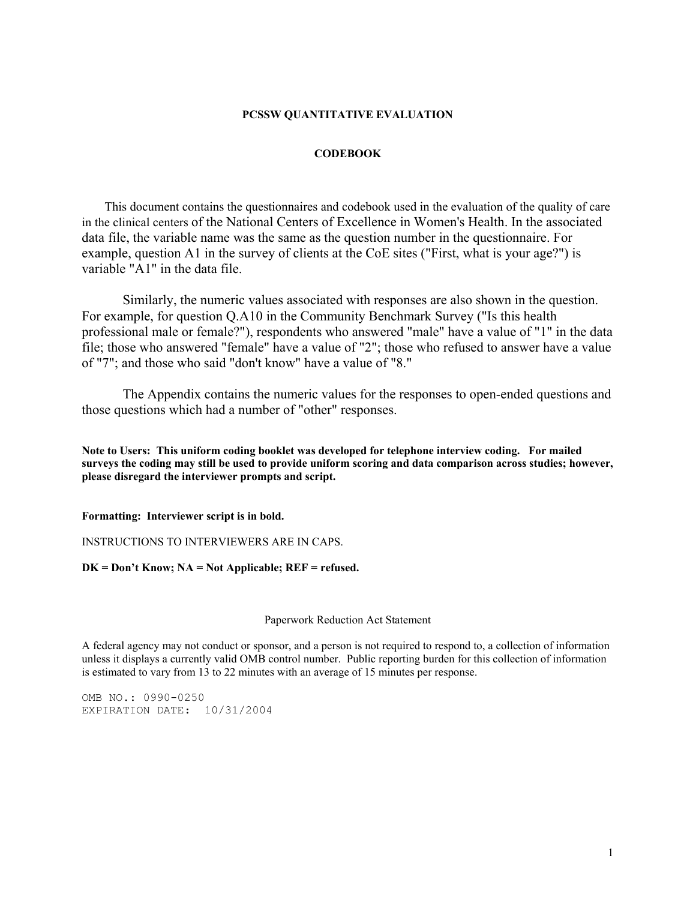**PCSSW QUANTITATIVE EVALUATION**

**CODEBOOK**

This document contains the questionnaires and codebook used in the evaluation of the quality of care in the clinical centers of the National Centers of Excellence in Women's Health. In the associated data file, the variable name was the same as the question number in the questionnaire. For example, question A1 in the survey of clients at the CoE sites ("First, what is your age?") is variable "A1" in the data file.

Similarly, the numeric values associated with responses are also shown in the question. For example, for question Q.A10 in the Community Benchmark Survey ("Is this health professional male or female?"), respondents who answered "male" have a value of "1" in the data file; those who answered "female" have a value of "2"; those who refused to answer have a value of "7"; and those who said "don't know" have a value of "8."

The Appendix contains the numeric values for the responses to open-ended questions and those questions which had a number of "other" responses.

**Note to Users: This uniform coding booklet was developed for telephone interview coding. For mailed surveys the coding may still be used to provide uniform scoring and data comparison across studies; however, please disregard the interviewer prompts and script.**

**Formatting: Interviewer script is in bold.**

INSTRUCTIONS TO INTERVIEWERS ARE IN CAPS.

**DK = Don't Know; NA = Not Applicable; REF = refused.**

Paperwork Reduction Act Statement

A federal agency may not conduct or sponsor, and a person is not required to respond to, a collection of information unless it displays a currently valid OMB control number. Public reporting burden for this collection of information is estimated to vary from 13 to 22 minutes with an average of 15 minutes per response.

OMB NO.: 0990-0250
EXPIRATION DATE: 10/31/2004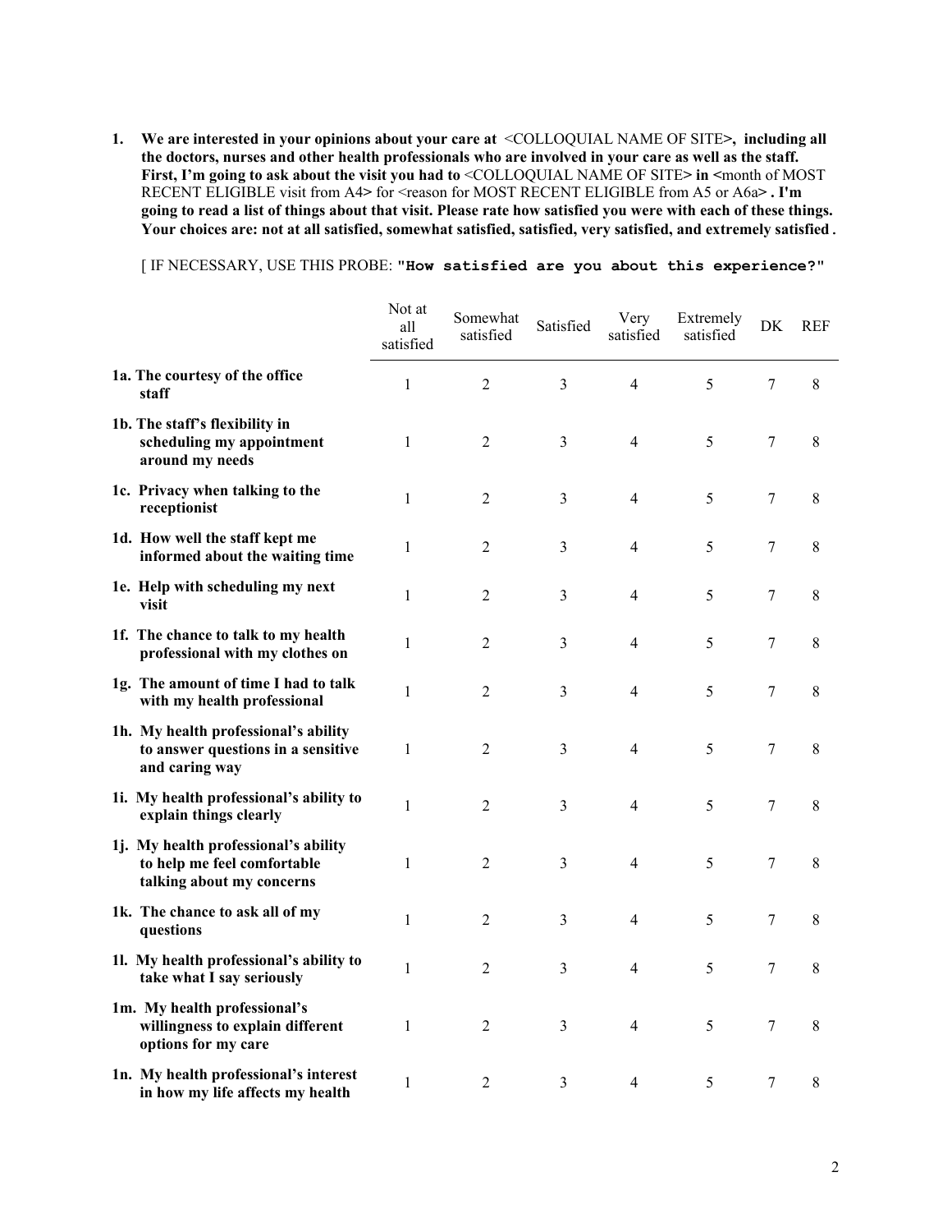**1. We are interested in your opinions about your care at** <COLLOQUIAL NAME OF SITE>**, including all the doctors, nurses and other health professionals who are involved in your care as well as the staff. First, I'm going to ask about the visit you had to** <COLLOQUIAL NAME OF SITE> **in** <month of MOST RECENT ELIGIBLE visit from A4> for <reason for MOST RECENT ELIGIBLE from A5 or A6a> **. I'm going to read a list of things about that visit. Please rate how satisfied you were with each of these things. Your choices are: not at all satisfied, somewhat satisfied, satisfied, very satisfied, and extremely satisfied** .

[ IF NECESSARY, USE THIS PROBE: **"How satisfied are you about this experience?"**

| | Not at all satisfied | Somewhat satisfied | Satisfied | Very satisfied | Extremely satisfied | DK | REF |
|---|---|---|---|---|---|---|---|
| **1a. The courtesy of the office staff** | 1 | 2 | 3 | 4 | 5 | 7 | 8 |
| **1b. The staff's flexibility in scheduling my appointment around my needs** | 1 | 2 | 3 | 4 | 5 | 7 | 8 |
| **1c. Privacy when talking to the receptionist** | 1 | 2 | 3 | 4 | 5 | 7 | 8 |
| **1d. How well the staff kept me informed about the waiting time** | 1 | 2 | 3 | 4 | 5 | 7 | 8 |
| **1e. Help with scheduling my next visit** | 1 | 2 | 3 | 4 | 5 | 7 | 8 |
| **1f. The chance to talk to my health professional with my clothes on** | 1 | 2 | 3 | 4 | 5 | 7 | 8 |
| **1g. The amount of time I had to talk with my health professional** | 1 | 2 | 3 | 4 | 5 | 7 | 8 |
| **1h. My health professional's ability to answer questions in a sensitive and caring way** | 1 | 2 | 3 | 4 | 5 | 7 | 8 |
| **1i. My health professional's ability to explain things clearly** | 1 | 2 | 3 | 4 | 5 | 7 | 8 |
| **1j. My health professional's ability to help me feel comfortable talking about my concerns** | 1 | 2 | 3 | 4 | 5 | 7 | 8 |
| **1k. The chance to ask all of my questions** | 1 | 2 | 3 | 4 | 5 | 7 | 8 |
| **1l. My health professional's ability to take what I say seriously** | 1 | 2 | 3 | 4 | 5 | 7 | 8 |
| **1m. My health professional's willingness to explain different options for my care** | 1 | 2 | 3 | 4 | 5 | 7 | 8 |
| **1n. My health professional's interest in how my life affects my health** | 1 | 2 | 3 | 4 | 5 | 7 | 8 |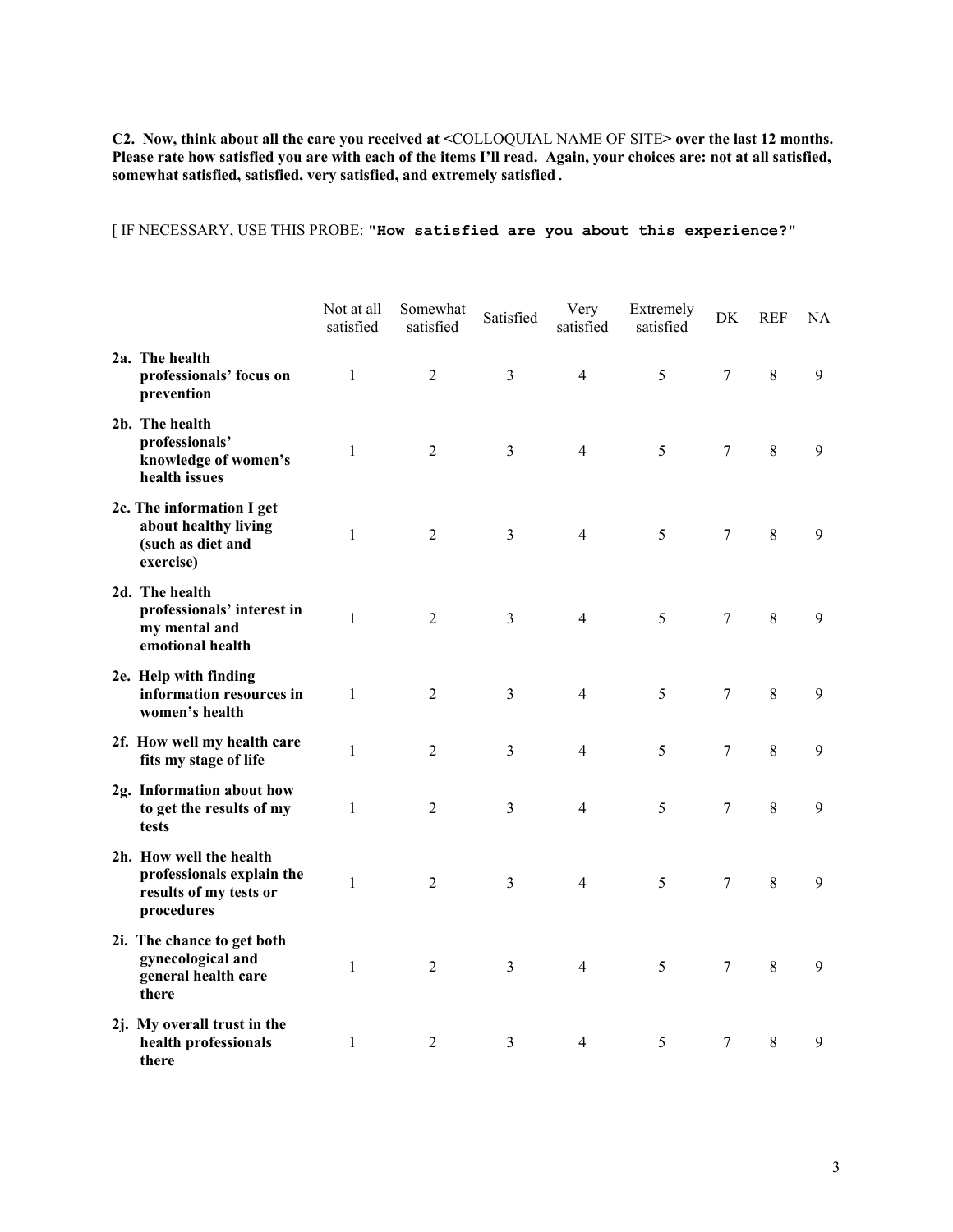**C2. Now, think about all the care you received at <**COLLOQUIAL NAME OF SITE**> over the last 12 months. Please rate how satisfied you are with each of the items I'll read. Again, your choices are: not at all satisfied, somewhat satisfied, satisfied, very satisfied, and extremely satisfied.**

[ IF NECESSARY, USE THIS PROBE: **"How satisfied are you about this experience?"**

| | Not at all satisfied | Somewhat satisfied | Satisfied | Very satisfied | Extremely satisfied | DK | REF | NA |
|---|---|---|---|---|---|---|---|---|
| **2a. The health professionals' focus on prevention** | 1 | 2 | 3 | 4 | 5 | 7 | 8 | 9 |
| **2b. The health professionals' knowledge of women's health issues** | 1 | 2 | 3 | 4 | 5 | 7 | 8 | 9 |
| **2c. The information I get about healthy living (such as diet and exercise)** | 1 | 2 | 3 | 4 | 5 | 7 | 8 | 9 |
| **2d. The health professionals' interest in my mental and emotional health** | 1 | 2 | 3 | 4 | 5 | 7 | 8 | 9 |
| **2e. Help with finding information resources in women's health** | 1 | 2 | 3 | 4 | 5 | 7 | 8 | 9 |
| **2f. How well my health care fits my stage of life** | 1 | 2 | 3 | 4 | 5 | 7 | 8 | 9 |
| **2g. Information about how to get the results of my tests** | 1 | 2 | 3 | 4 | 5 | 7 | 8 | 9 |
| **2h. How well the health professionals explain the results of my tests or procedures** | 1 | 2 | 3 | 4 | 5 | 7 | 8 | 9 |
| **2i. The chance to get both gynecological and general health care there** | 1 | 2 | 3 | 4 | 5 | 7 | 8 | 9 |
| **2j. My overall trust in the health professionals there** | 1 | 2 | 3 | 4 | 5 | 7 | 8 | 9 |